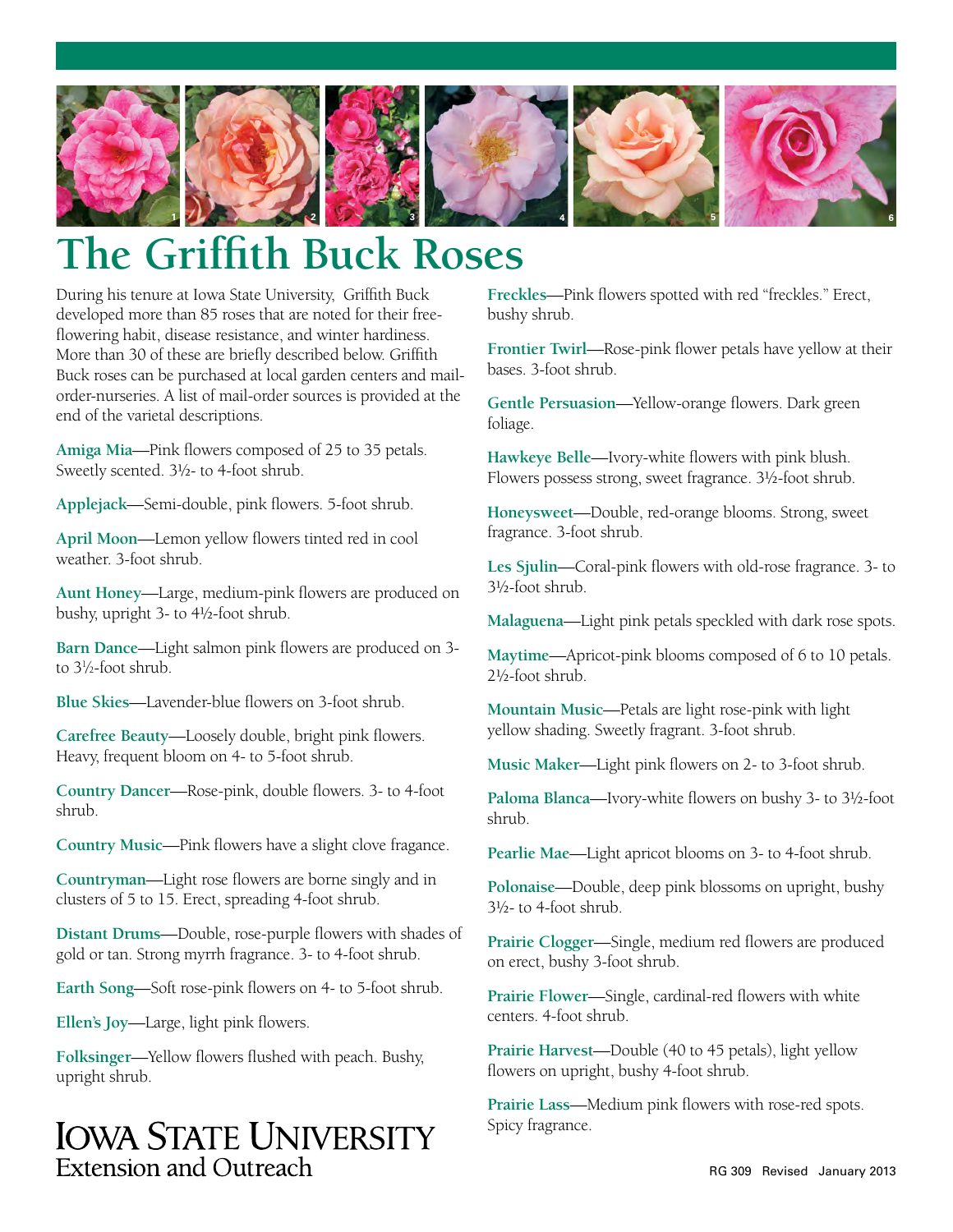# The Griffith Buck Roses

During his tenure at Iowa State University, Griffith Buck developed more than 85 roses that are noted for their free-flowering habit, disease resistance, and winter hardiness. More than 30 of these are briefly described below. Griffith Buck roses can be purchased at local garden centers and mail-order-nurseries. A list of mail-order sources is provided at the end of the varietal descriptions.

**Amiga Mia**—Pink flowers composed of 25 to 35 petals. Sweetly scented. 3½- to 4-foot shrub.

**Applejack**—Semi-double, pink flowers. 5-foot shrub.

**April Moon**—Lemon yellow flowers tinted red in cool weather. 3-foot shrub.

**Aunt Honey**—Large, medium-pink flowers are produced on bushy, upright 3- to 4½-foot shrub.

**Barn Dance**—Light salmon pink flowers are produced on 3- to 3½-foot shrub.

**Blue Skies**—Lavender-blue flowers on 3-foot shrub.

**Carefree Beauty**—Loosely double, bright pink flowers. Heavy, frequent bloom on 4- to 5-foot shrub.

**Country Dancer**—Rose-pink, double flowers. 3- to 4-foot shrub.

**Country Music**—Pink flowers have a slight clove fragance.

**Countryman**—Light rose flowers are borne singly and in clusters of 5 to 15. Erect, spreading 4-foot shrub.

**Distant Drums**—Double, rose-purple flowers with shades of gold or tan. Strong myrrh fragrance. 3- to 4-foot shrub.

**Earth Song**—Soft rose-pink flowers on 4- to 5-foot shrub.

**Ellen's Joy**—Large, light pink flowers.

**Folksinger**—Yellow flowers flushed with peach. Bushy, upright shrub.

**Freckles**—Pink flowers spotted with red "freckles." Erect, bushy shrub.

**Frontier Twirl**—Rose-pink flower petals have yellow at their bases. 3-foot shrub.

**Gentle Persuasion**—Yellow-orange flowers. Dark green foliage.

**Hawkeye Belle**—Ivory-white flowers with pink blush. Flowers possess strong, sweet fragrance. 3½-foot shrub.

**Honeysweet**—Double, red-orange blooms. Strong, sweet fragrance. 3-foot shrub.

**Les Sjulin**—Coral-pink flowers with old-rose fragrance. 3- to 3½-foot shrub.

**Malaguena**—Light pink petals speckled with dark rose spots.

**Maytime**—Apricot-pink blooms composed of 6 to 10 petals. 2½-foot shrub.

**Mountain Music**—Petals are light rose-pink with light yellow shading. Sweetly fragrant. 3-foot shrub.

**Music Maker**—Light pink flowers on 2- to 3-foot shrub.

**Paloma Blanca**—Ivory-white flowers on bushy 3- to 3½-foot shrub.

**Pearlie Mae**—Light apricot blooms on 3- to 4-foot shrub.

**Polonaise**—Double, deep pink blossoms on upright, bushy 3½- to 4-foot shrub.

**Prairie Clogger**—Single, medium red flowers are produced on erect, bushy 3-foot shrub.

**Prairie Flower**—Single, cardinal-red flowers with white centers. 4-foot shrub.

**Prairie Harvest**—Double (40 to 45 petals), light yellow flowers on upright, bushy 4-foot shrub.

**Prairie Lass**—Medium pink flowers with rose-red spots. Spicy fragrance.

Iowa State University Extension and Outreach

RG 309 Revised January 2013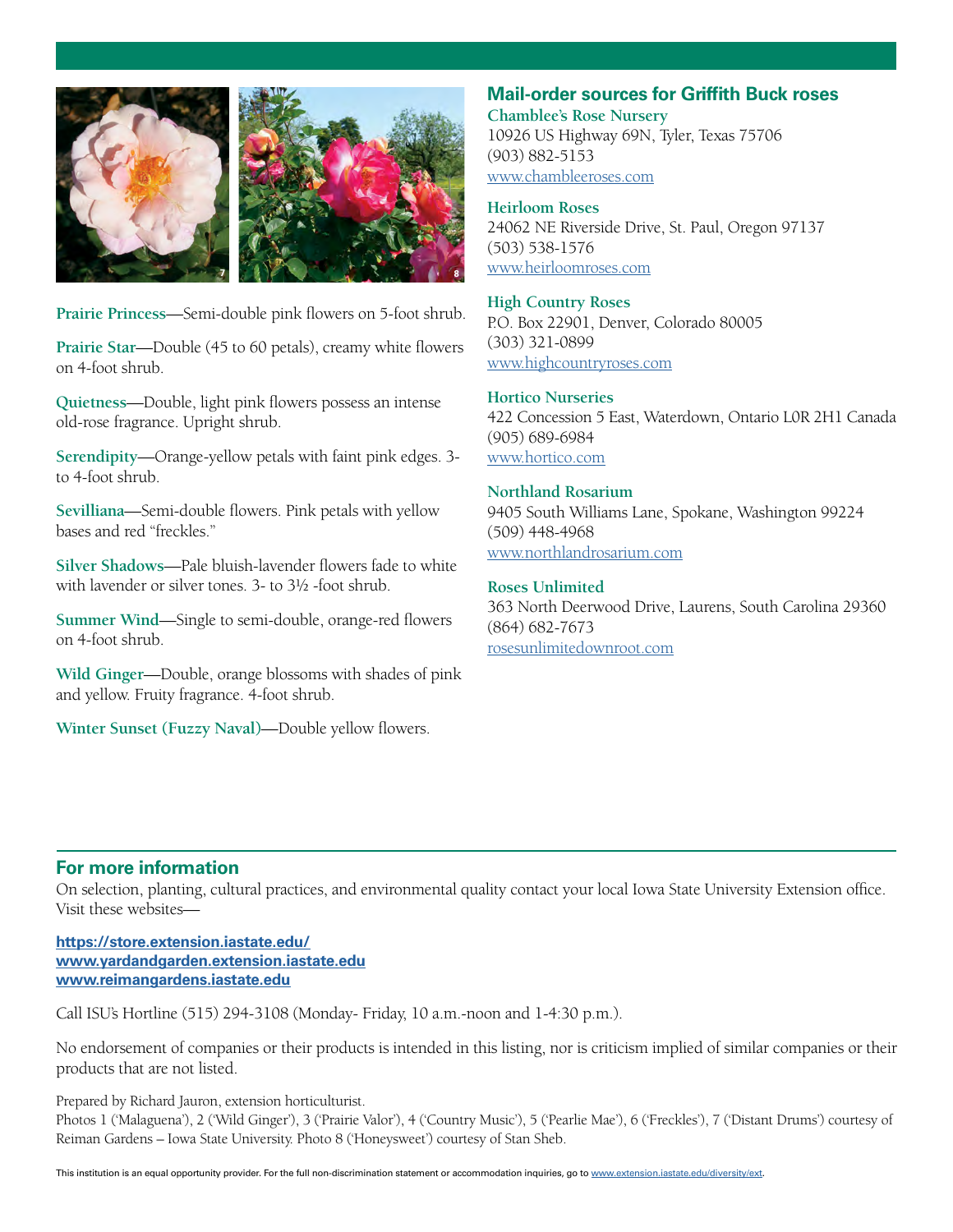**Prairie Princess**—Semi-double pink flowers on 5-foot shrub.

**Prairie Star**—Double (45 to 60 petals), creamy white flowers on 4-foot shrub.

**Quietness**—Double, light pink flowers possess an intense old-rose fragrance. Upright shrub.

**Serendipity**—Orange-yellow petals with faint pink edges. 3- to 4-foot shrub.

**Sevilliana**—Semi-double flowers. Pink petals with yellow bases and red "freckles."

**Silver Shadows**—Pale bluish-lavender flowers fade to white with lavender or silver tones. 3- to 3½ -foot shrub.

**Summer Wind**—Single to semi-double, orange-red flowers on 4-foot shrub.

**Wild Ginger**—Double, orange blossoms with shades of pink and yellow. Fruity fragrance. 4-foot shrub.

**Winter Sunset (Fuzzy Naval)**—Double yellow flowers.

## Mail-order sources for Griffith Buck roses

**Chamblee's Rose Nursery**
10926 US Highway 69N, Tyler, Texas 75706
(903) 882-5153
www.chambleeroses.com

**Heirloom Roses**
24062 NE Riverside Drive, St. Paul, Oregon 97137
(503) 538-1576
www.heirloomroses.com

**High Country Roses**
P.O. Box 22901, Denver, Colorado 80005
(303) 321-0899
www.highcountryroses.com

**Hortico Nurseries**
422 Concession 5 East, Waterdown, Ontario L0R 2H1 Canada
(905) 689-6984
www.hortico.com

**Northland Rosarium**
9405 South Williams Lane, Spokane, Washington 99224
(509) 448-4968
www.northlandrosarium.com

**Roses Unlimited**
363 North Deerwood Drive, Laurens, South Carolina 29360
(864) 682-7673
rosesunlimitedownroot.com

## For more information

On selection, planting, cultural practices, and environmental quality contact your local Iowa State University Extension office. Visit these websites—

**https://store.extension.iastate.edu/**
**www.yardandgarden.extension.iastate.edu**
**www.reimangardens.iastate.edu**

Call ISU's Hortline (515) 294-3108 (Monday- Friday, 10 a.m.-noon and 1-4:30 p.m.).

No endorsement of companies or their products is intended in this listing, nor is criticism implied of similar companies or their products that are not listed.

Prepared by Richard Jauron, extension horticulturist.
Photos 1 ('Malaguena'), 2 ('Wild Ginger'), 3 ('Prairie Valor'), 4 ('Country Music'), 5 ('Pearlie Mae'), 6 ('Freckles'), 7 ('Distant Drums') courtesy of Reiman Gardens – Iowa State University. Photo 8 ('Honeysweet') courtesy of Stan Sheb.

This institution is an equal opportunity provider. For the full non-discrimination statement or accommodation inquiries, go to www.extension.iastate.edu/diversity/ext.